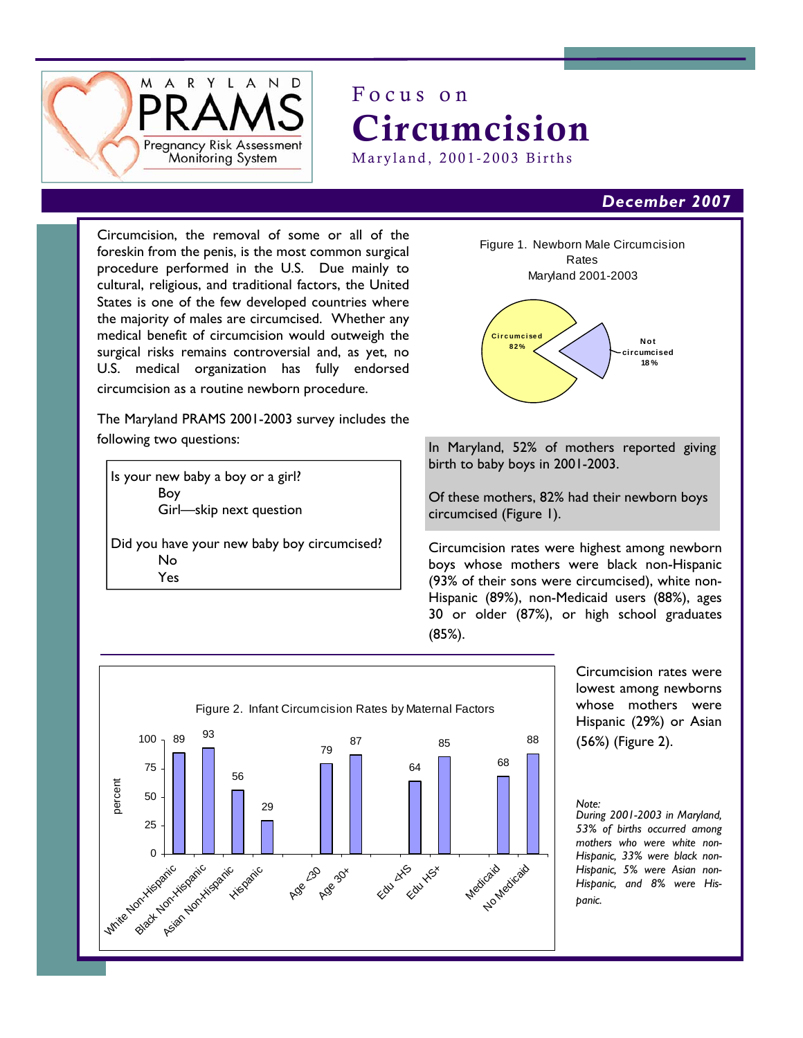MARYLAND PRAMS

Pregnancy Risk Assessment Monitoring System

# Focus on Circumcision

Maryland, 2001-2003 Births

***December 2007***

Circumcision, the removal of some or all of the foreskin from the penis, is the most common surgical procedure performed in the U.S. Due mainly to cultural, religious, and traditional factors, the United States is one of the few developed countries where the majority of males are circumcised. Whether any medical benefit of circumcision would outweigh the surgical risks remains controversial and, as yet, no U.S. medical organization has fully endorsed circumcision as a routine newborn procedure.

The Maryland PRAMS 2001-2003 survey includes the following two questions:

> Is your new baby a boy or a girl?
>
> Boy
>
> Girl—skip next question
>
> Did you have your new baby boy circumcised?
>
> No
>
> Yes

Figure 1. Newborn Male Circumcision Rates Maryland 2001-2003

| | Percent |
|---|---|
| Circumcised | 82% |
| Not circumcised | 18% |

In Maryland, 52% of mothers reported giving birth to baby boys in 2001-2003.

Of these mothers, 82% had their newborn boys circumcised (Figure 1).

Circumcision rates were highest among newborn boys whose mothers were black non-Hispanic (93% of their sons were circumcised), white non-Hispanic (89%), non-Medicaid users (88%), ages 30 or older (87%), or high school graduates (85%).

Figure 2. Infant Circumcision Rates by Maternal Factors

| Maternal Factor | Percent |
|---|---|
| White Non-Hispanic | 89 |
| Black Non-Hispanic | 93 |
| Asian Non-Hispanic | 56 |
| Hispanic | 29 |
| Age <30 | 79 |
| Age 30+ | 87 |
| Edu <HS | 64 |
| Edu HS+ | 85 |
| Medicaid | 68 |
| No Medicaid | 88 |

Circumcision rates were lowest among newborns whose mothers were Hispanic (29%) or Asian (56%) (Figure 2).

*Note:*
*During 2001-2003 in Maryland, 53% of births occurred among mothers who were white non-Hispanic, 33% were black non-Hispanic, 5% were Asian non-Hispanic, and 8% were Hispanic.*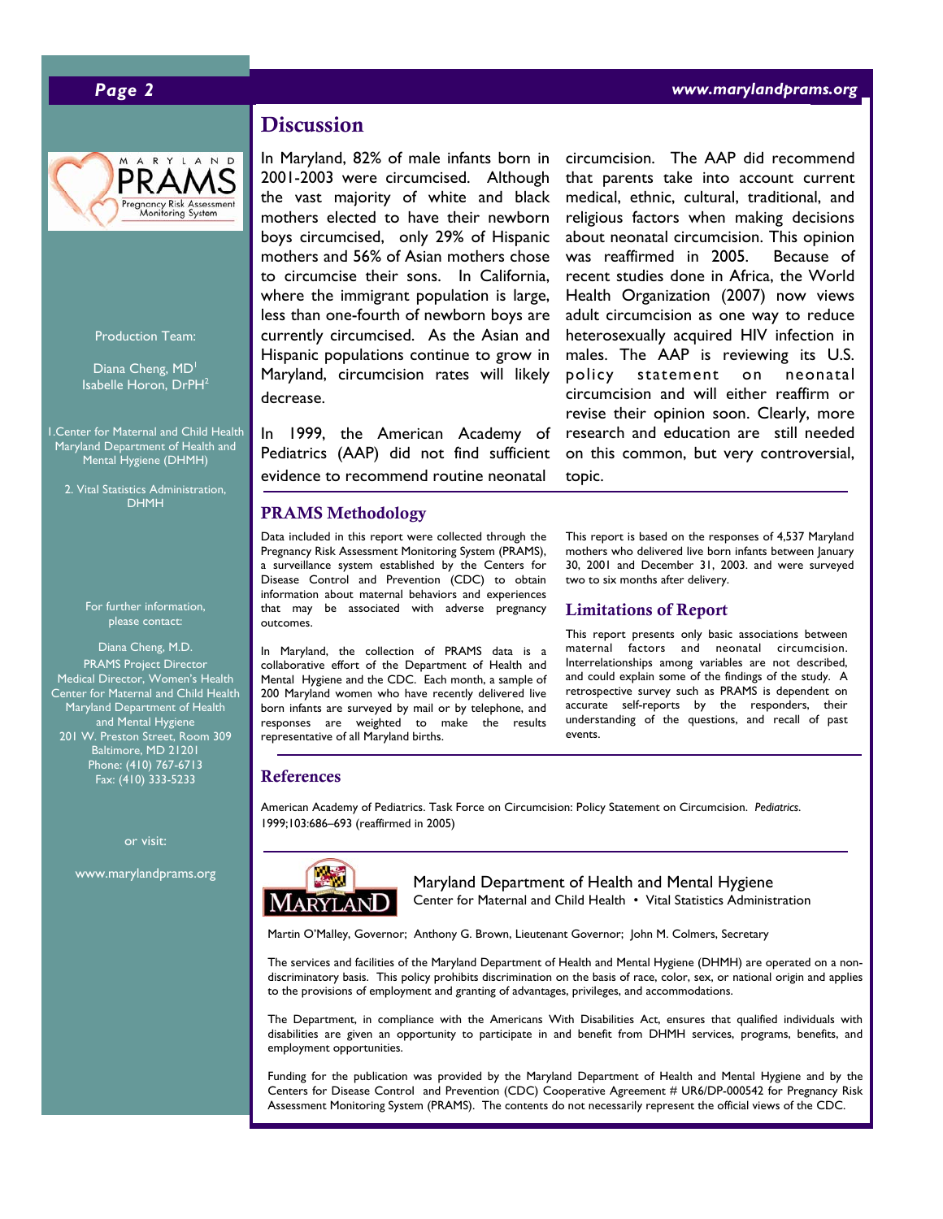## Discussion

In Maryland, 82% of male infants born in 2001-2003 were circumcised. Although the vast majority of white and black mothers elected to have their newborn boys circumcised, only 29% of Hispanic mothers and 56% of Asian mothers chose to circumcise their sons. In California, where the immigrant population is large, less than one-fourth of newborn boys are currently circumcised. As the Asian and Hispanic populations continue to grow in Maryland, circumcision rates will likely decrease.

In 1999, the American Academy of Pediatrics (AAP) did not find sufficient evidence to recommend routine neonatal circumcision. The AAP did recommend that parents take into account current medical, ethnic, cultural, traditional, and religious factors when making decisions about neonatal circumcision. This opinion was reaffirmed in 2005. Because of recent studies done in Africa, the World Health Organization (2007) now views adult circumcision as one way to reduce heterosexually acquired HIV infection in males. The AAP is reviewing its U.S. policy statement on neonatal circumcision and will either reaffirm or revise their opinion soon. Clearly, more research and education are still needed on this common, but very controversial, topic.

## PRAMS Methodology

Data included in this report were collected through the Pregnancy Risk Assessment Monitoring System (PRAMS), a surveillance system established by the Centers for Disease Control and Prevention (CDC) to obtain information about maternal behaviors and experiences that may be associated with adverse pregnancy outcomes.

In Maryland, the collection of PRAMS data is a collaborative effort of the Department of Health and Mental Hygiene and the CDC. Each month, a sample of 200 Maryland women who have recently delivered live born infants are surveyed by mail or by telephone, and responses are weighted to make the results representative of all Maryland births.

This report is based on the responses of 4,537 Maryland mothers who delivered live born infants between January 30, 2001 and December 31, 2003. and were surveyed two to six months after delivery.

## Limitations of Report

This report presents only basic associations between maternal factors and neonatal circumcision. Interrelationships among variables are not described, and could explain some of the findings of the study. A retrospective survey such as PRAMS is dependent on accurate self-reports by the responders, their understanding of the questions, and recall of past events.

## References

American Academy of Pediatrics. Task Force on Circumcision: Policy Statement on Circumcision. *Pediatrics*. 1999;103:686–693 (reaffirmed in 2005)

---

MARYLAND PRAMS – Pregnancy Risk Assessment Monitoring System

Production Team:

Diana Cheng, MD[1]
Isabelle Horon, DrPH[2]

1. Center for Maternal and Child Health Maryland Department of Health and Mental Hygiene (DHMH)

2. Vital Statistics Administration, DHMH

For further information, please contact:

Diana Cheng, M.D.
PRAMS Project Director
Medical Director, Women's Health
Center for Maternal and Child Health
Maryland Department of Health and Mental Hygiene
201 W. Preston Street, Room 309
Baltimore, MD 21201
Phone: (410) 767-6713
Fax: (410) 333-5233

or visit:

www.marylandprams.org

---

MARYLAND

Maryland Department of Health and Mental Hygiene
Center for Maternal and Child Health • Vital Statistics Administration

Martin O'Malley, Governor; Anthony G. Brown, Lieutenant Governor; John M. Colmers, Secretary

The services and facilities of the Maryland Department of Health and Mental Hygiene (DHMH) are operated on a non-discriminatory basis. This policy prohibits discrimination on the basis of race, color, sex, or national origin and applies to the provisions of employment and granting of advantages, privileges, and accommodations.

The Department, in compliance with the Americans With Disabilities Act, ensures that qualified individuals with disabilities are given an opportunity to participate in and benefit from DHMH services, programs, benefits, and employment opportunities.

Funding for the publication was provided by the Maryland Department of Health and Mental Hygiene and by the Centers for Disease Control and Prevention (CDC) Cooperative Agreement # UR6/DP-000542 for Pregnancy Risk Assessment Monitoring System (PRAMS). The contents do not necessarily represent the official views of the CDC.